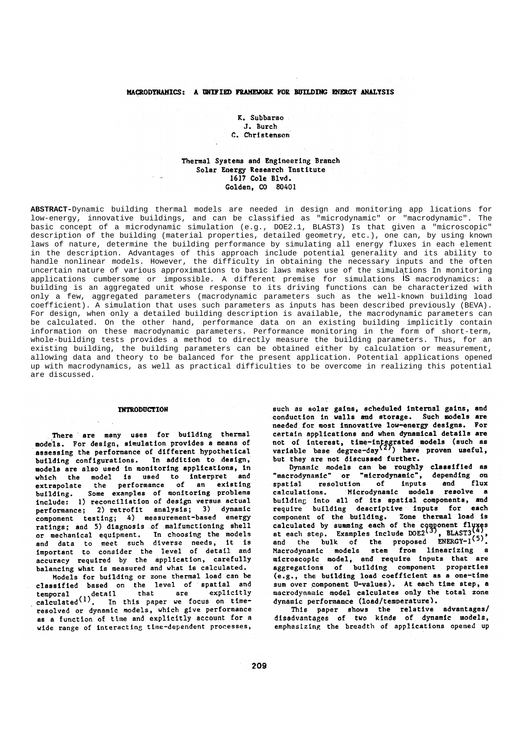# MACRODYNAMICS: A UNIFIED FRAMEWORK FOR BUILDING ENERGY ANALYSIS

K. Subbarao
J. Burch
C. Christensen

Thermal Systems and Engineering Branch
Solar Energy Research Institute
1617 Cole Blvd.
Golden, CO 80401

**ABSTRACT**-Dynamic building thermal models are needed in design and monitoring app lications for low-energy, innovative buildings, and can be classified as "microdynamic" or "macrodynamic". The basic concept of a microdynamic simulation (e.g., DOE2.1, BLAST3) Is that given a "microscopic" description of the building (material properties, detailed geometry, etc.), one can, by using known laws of nature, determine the building performance by simulating all energy fluxes in each element in the description. Advantages of this approach include potential generality and its ability to handle nonlinear models. However, the difficulty in obtaining the necessary inputs and the often uncertain nature of various approximations to basic laws makes use of the simulations In monitoring applications cumbersome or impossible. A different premise for simulations IS macrodynamics: a building is an aggregated unit whose response to its driving functions can be characterized with only a few, aggregated parameters (macrodynamic parameters such as the well-known building load coefficient). A simulation that uses such parameters as inputs has been described previously (BEVA). For design, when only a detailed building description is available, the macrodynamic parameters can be calculated. On the other hand, performance data on an existing building implicitly contain information on these macrodynamic parameters. Performance monitoring in the form of short-term, whole-building tests provides a method to directly measure the building parameters. Thus, for an existing building, the building parameters can be obtained either by calculation or measurement, allowing data and theory to be balanced for the present application. Potential applications opened up with macrodynamics, as well as practical difficulties to be overcome in realizing this potential are discussed.

## INTRODUCTION

There are many uses for building thermal models. For design, simulation provides a means of assessing the performance of different hypothetical building configurations. In addition to design, models are also used in monitoring applications, in which the model is used to interpret and extrapolate the performance of an existing building. Some examples of monitoring problems include: 1) reconciliation of design versus actual performance; 2) retrofit analysis; 3) dynamic component testing; 4) measurement-based energy ratings; and 5) diagnosis of malfunctioning shell or mechanical equipment. In choosing the models and data to meet such diverse needs, it is important to consider the level of detail and accuracy required by the application, carefully balancing what is measured and what is calculated.

Models for building or zone thermal load can be classified based on the level of spatial and temporal detail that are explicitly calculated[1]. In this paper we focus on time-resolved or dynamic models, which give performance as a function of time and explicitly account for a wide range of interacting time-dependent processes, such as solar gains, scheduled internal gains, and conduction in walls and storage. Such models are needed for most innovative low-energy designs. For certain applications and when dynamical details are not of interest, time-integrated models (such as variable base degree-day[2]) have proven useful, but they are not discussed further.

Dynamic models can be roughly classified as "macrodynamic" or "microdynamic", depending on spatial resolution of inputs and flux calculations. Microdynamic models resolve a building into all of its spatial components, and require building descriptive inputs for each component of the building. Zone thermal load is calculated by summing each of the component fluxes at each step. Examples include DOE2[3], BLAST3[4], and the bulk of the proposed ENERGY-1[5]. Macrodynamic models stem from linearizing a microscopic model, and require inputs that are aggregations of building component properties (e.g., the building load coefficient as a one-time sum over component U-values). At each time step, a macrodynamic model calculates only the total zone dynamic performance (load/temperature).

This paper shows the relative advantages/disadvantages of two kinds of dynamic models, emphasizing the breadth of applications opened up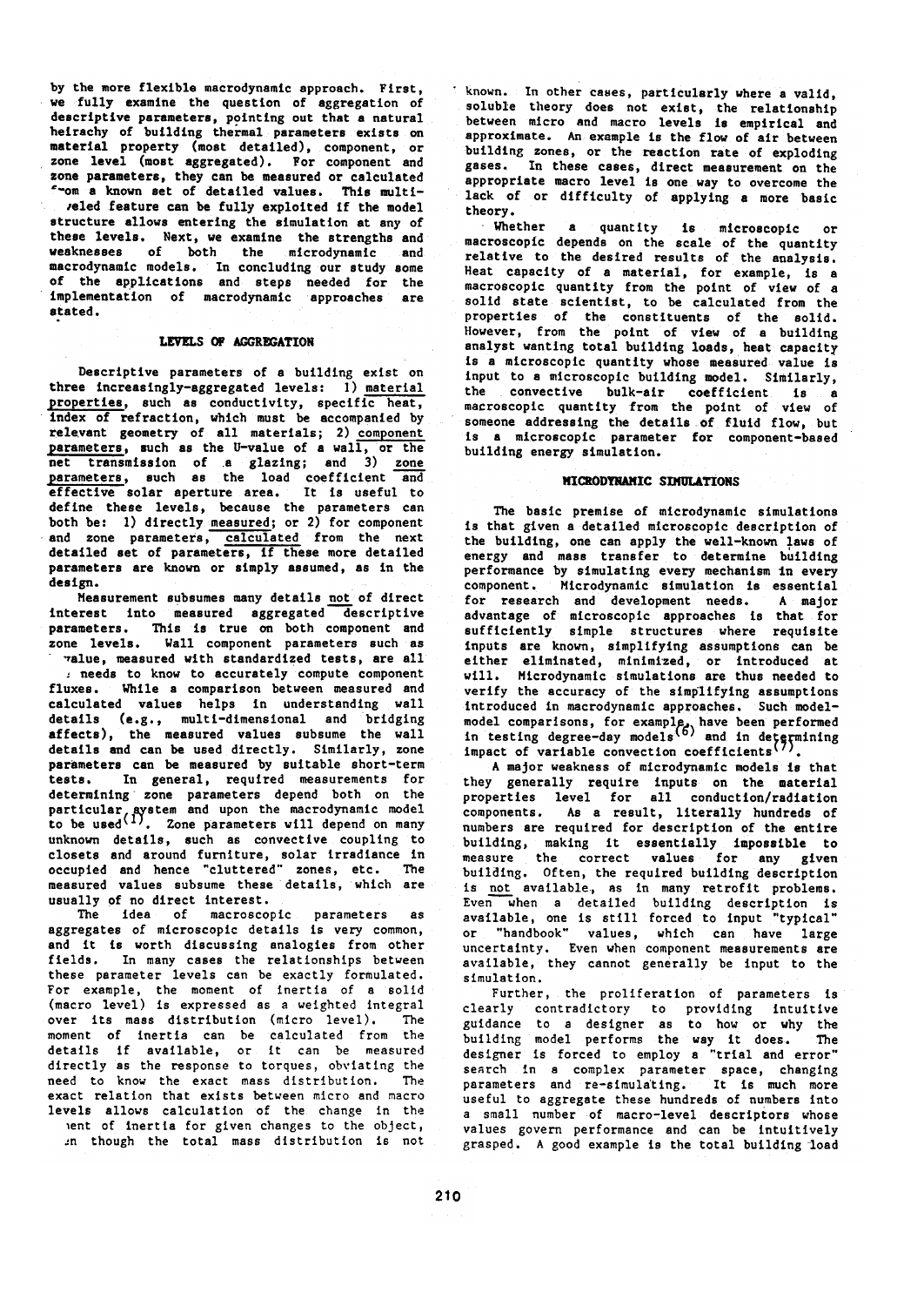by the more flexible macrodynamic approach. First, we fully examine the question of aggregation of descriptive parameters, pointing out that a natural heirachy of building thermal parameters exists on material property (most detailed), component, or zone level (most aggregated). For component and zone parameters, they can be measured or calculated from a known set of detailed values. This multi-leveled feature can be fully exploited if the model structure allows entering the simulation at any of these levels. Next, we examine the strengths and weaknesses of both the microdynamic and macrodynamic models. In concluding our study some of the applications and steps needed for the implementation of macrodynamic approaches are stated.

## LEVELS OF AGGREGATION

Descriptive parameters of a building exist on three increasingly-aggregated levels: 1) material properties, such as conductivity, specific heat, index of refraction, which must be accompanied by relevant geometry of all materials; 2) component parameters, such as the U-value of a wall, or the net transmission of a glazing; and 3) zone parameters, such as the load coefficient and effective solar aperture area. It is useful to define these levels, because the parameters can both be: 1) directly measured; or 2) for component and zone parameters, calculated from the next detailed set of parameters, if these more detailed parameters are known or simply assumed, as in the design.

Measurement subsumes many details not of direct interest into measured aggregated descriptive parameters. This is true on both component and zone levels. Wall component parameters such as U-value, measured with standardized tests, are all one needs to know to accurately compute component fluxes. While a comparison between measured and calculated values helps in understanding wall details (e.g., multi-dimensional and bridging affects), the measured values subsume the wall details and can be used directly. Similarly, zone parameters can be measured by suitable short-term tests. In general, required measurements for determining zone parameters depend both on the particular system and upon the macrodynamic model to be used[1]. Zone parameters will depend on many unknown details, such as convective coupling to closets and around furniture, solar irradiance in occupied and hence "cluttered" zones, etc. The measured values subsume these details, which are usually of no direct interest.

The idea of macroscopic parameters as aggregates of microscopic details is very common, and it is worth discussing analogies from other fields. In many cases the relationships between these parameter levels can be exactly formulated. For example, the moment of inertia of a solid (macro level) is expressed as a weighted integral over its mass distribution (micro level). The moment of inertia can be calculated from the details if available, or it can be measured directly as the response to torques, obviating the need to know the exact mass distribution. The exact relation that exists between micro and macro levels allows calculation of the change in the moment of inertia for given changes to the object, even though the total mass distribution is not known. In other cases, particularly where a valid, soluble theory does not exist, the relationship between micro and macro levels is empirical and approximate. An example is the flow of air between building zones, or the reaction rate of exploding gases. In these cases, direct measurement on the appropriate macro level is one way to overcome the lack of or difficulty of applying a more basic theory.

Whether a quantity is microscopic or macroscopic depends on the scale of the quantity relative to the desired results of the analysis. Heat capacity of a material, for example, is a macroscopic quantity from the point of view of a solid state scientist, to be calculated from the properties of the constituents of the solid. However, from the point of view of a building analyst wanting total building loads, heat capacity is a microscopic quantity whose measured value is input to a microscopic building model. Similarly, the convective bulk-air coefficient is a macroscopic quantity from the point of view of someone addressing the details of fluid flow, but is a microscopic parameter for component-based building energy simulation.

## MICRODYNAMIC SIMULATIONS

The basic premise of microdynamic simulations is that given a detailed microscopic description of the building, one can apply the well-known laws of energy and mass transfer to determine building performance by simulating every mechanism in every component. Microdynamic simulation is essential for research and development needs. A major advantage of microscopic approaches is that for sufficiently simple structures where requisite inputs are known, simplifying assumptions can be either eliminated, minimized, or introduced at will. Microdynamic simulations are thus needed to verify the accuracy of the simplifying assumptions introduced in macrodynamic approaches. Such model-model comparisons, for example, have been performed in testing degree-day models[6] and in determining impact of variable convection coefficients[7].

A major weakness of microdynamic models is that they generally require inputs on the material properties level for all conduction/radiation components. As a result, literally hundreds of numbers are required for description of the entire building, making it essentially impossible to measure the correct values for any given building. Often, the required building description is not available, as in many retrofit problems. Even when a detailed building description is available, one is still forced to input "typical" or "handbook" values, which can have large uncertainty. Even when component measurements are available, they cannot generally be input to the simulation.

Further, the proliferation of parameters is clearly contradictory to providing intuitive guidance to a designer as to how or why the building model performs the way it does. The designer is forced to employ a "trial and error" search in a complex parameter space, changing parameters and re-simulating. It is much more useful to aggregate these hundreds of numbers into a small number of macro-level descriptors whose values govern performance and can be intuitively grasped. A good example is the total building load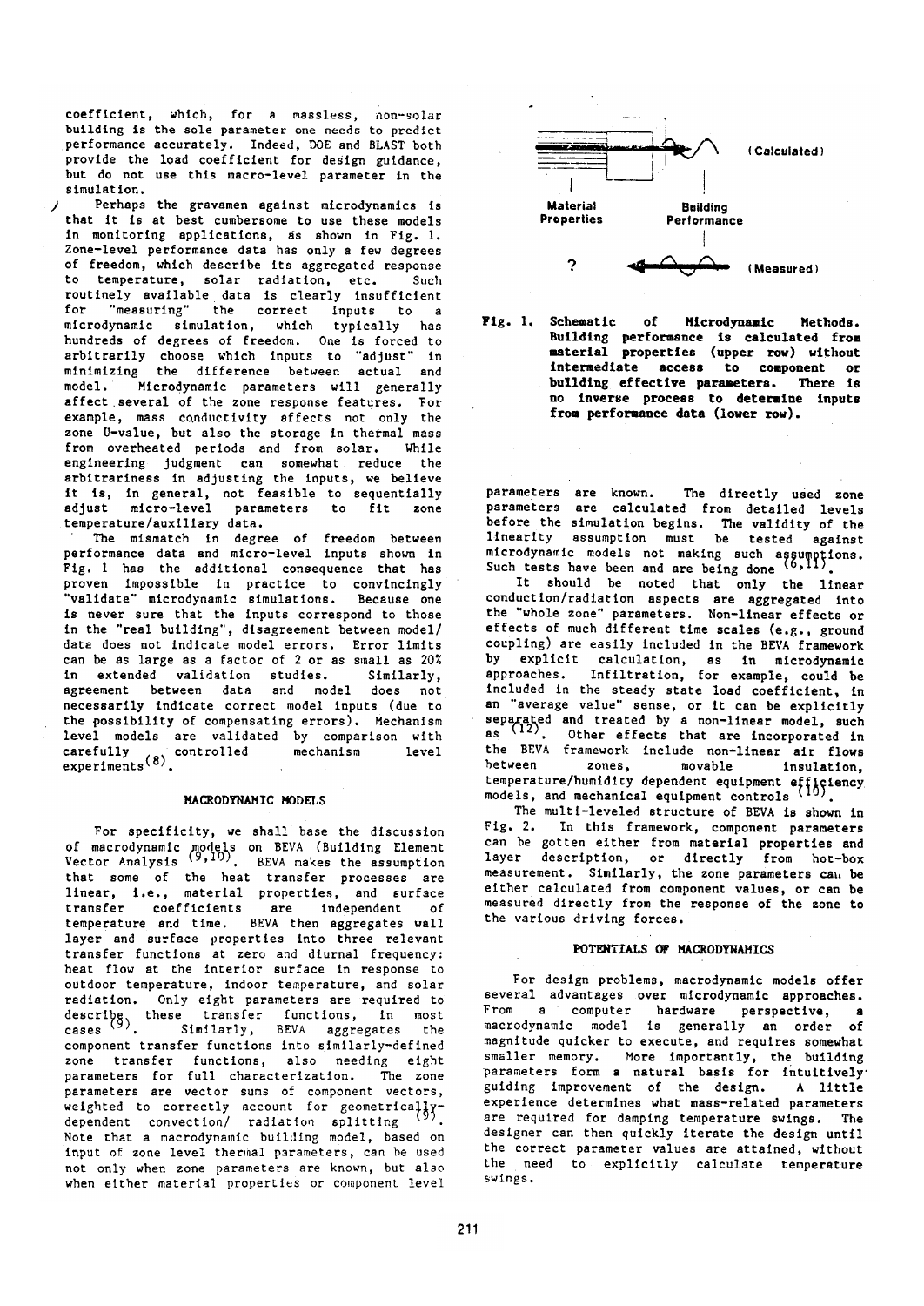coefficient, which, for a massless, non-solar building is the sole parameter one needs to predict performance accurately. Indeed, DOE and BLAST both provide the load coefficient for design guidance, but do not use this macro-level parameter in the simulation.

Perhaps the gravamen against microdynamics is that it is at best cumbersome to use these models in monitoring applications, as shown in Fig. 1. Zone-level performance data has only a few degrees of freedom, which describe its aggregated response to temperature, solar radiation, etc. Such routinely available data is clearly insufficient for "measuring" the correct inputs to a microdynamic simulation, which typically has hundreds of degrees of freedom. One is forced to arbitrarily choose which inputs to "adjust" in minimizing the difference between actual and model. Microdynamic parameters will generally affect several of the zone response features. For example, mass conductivity affects not only the zone U-value, but also the storage in thermal mass from overheated periods and from solar. While engineering judgment can somewhat reduce the arbitrariness in adjusting the inputs, we believe it is, in general, not feasible to sequentially adjust micro-level parameters to fit zone temperature/auxiliary data.

The mismatch in degree of freedom between performance data and micro-level inputs shown in Fig. 1 has the additional consequence that has proven impossible in practice to convincingly "validate" microdynamic simulations. Because one is never sure that the inputs correspond to those in the "real building", disagreement between model/data does not indicate model errors. Error limits can be as large as a factor of 2 or as small as 20% in extended validation studies. Similarly, agreement between data and model does not necessarily indicate correct model inputs (due to the possibility of compensating errors). Mechanism level models are validated by comparison with carefully controlled mechanism level experiments[8].

## MACRODYNAMIC MODELS

For specificity, we shall base the discussion of macrodynamic models on BEVA (Building Element Vector Analysis [9,10]. BEVA makes the assumption that some of the heat transfer processes are linear, i.e., material properties, and surface transfer coefficients are independent of temperature and time. BEVA then aggregates wall layer and surface properties into three relevant transfer functions at zero and diurnal frequency: heat flow at the interior surface in response to outdoor temperature, indoor temperature, and solar radiation. Only eight parameters are required to describe these transfer functions, in most cases [9]. Similarly, BEVA aggregates the component transfer functions into similarly-defined zone transfer functions, also needing eight parameters for full characterization. The zone parameters are vector sums of component vectors, weighted to correctly account for geometrically-dependent convection/ radiation splitting [9]. Note that a macrodynamic building model, based on input of zone level thermal parameters, can be used not only when zone parameters are known, but also when either material properties or component level parameters are known. The directly used zone parameters are calculated from detailed levels before the simulation begins. The validity of the linearity assumption must be tested against microdynamic models not making such assumptions. Such tests have been and are being done [6,11].

Fig. 1. Schematic of Microdynamic Methods. Building performance is calculated from material properties (upper row) without intermediate access to component or building effective parameters. There is no inverse process to determine inputs from performance data (lower row).

It should be noted that only the linear conduction/radiation aspects are aggregated into the "whole zone" parameters. Non-linear effects or effects of much different time scales (e.g., ground coupling) are easily included in the BEVA framework by explicit calculation, as in microdynamic approaches. Infiltration, for example, could be included in the steady state load coefficient, in an "average value" sense, or it can be explicitly separated and treated by a non-linear model, such as [12]. Other effects that are incorporated in the BEVA framework include non-linear air flows between zones, movable insulation, temperature/humidity dependent equipment efficiency models, and mechanical equipment controls [10].

The multi-leveled structure of BEVA is shown in Fig. 2. In this framework, component parameters can be gotten either from material properties and layer description, or directly from hot-box measurement. Similarly, the zone parameters can be either calculated from component values, or can be measured directly from the response of the zone to the various driving forces.

## POTENTIALS OF MACRODYNAMICS

For design problems, macrodynamic models offer several advantages over microdynamic approaches. From a computer hardware perspective, a macrodynamic model is generally an order of magnitude quicker to execute, and requires somewhat smaller memory. More importantly, the building parameters form a natural basis for intuitively guiding improvement of the design. A little experience determines what mass-related parameters are required for damping temperature swings. The designer can then quickly iterate the design until the correct parameter values are attained, without the need to explicitly calculate temperature swings.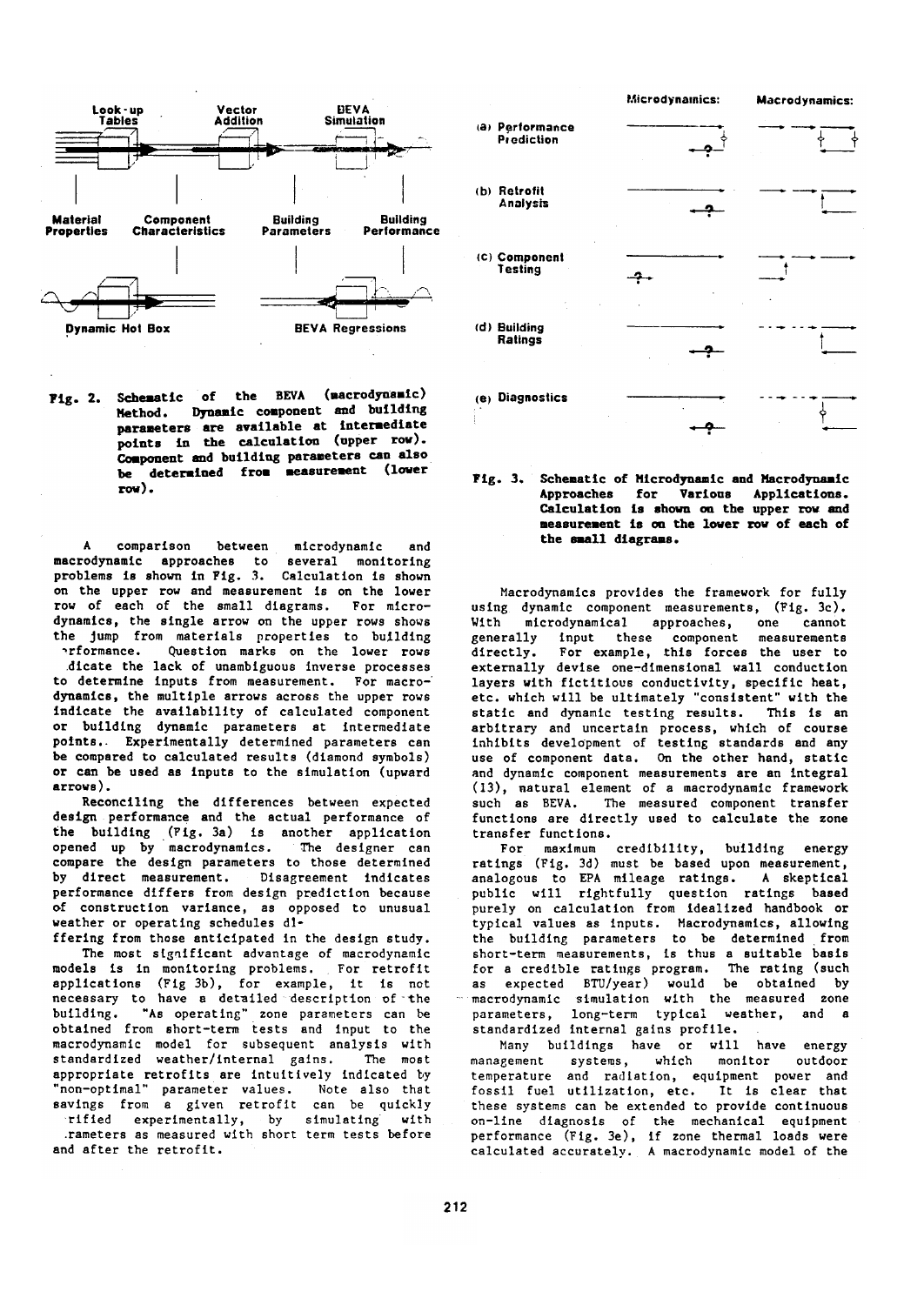Fig. 2. Schematic of the BEVA (macrodynamic) Method. Dynamic component and building parameters are available at intermediate points in the calculation (upper row). Component and building parameters can also be determined from measurement (lower row).

Fig. 3. Schematic of Microdynamic and Macrodynamic Approaches for Various Applications. Calculation is shown on the upper row and measurement is on the lower row of each of the small diagrams.

A comparison between microdynamic and macrodynamic approaches to several monitoring problems is shown in Fig. 3. Calculation is shown on the upper row and measurement is on the lower row of each of the small diagrams. For microdynamics, the single arrow on the upper rows shows the jump from materials properties to building performance. Question marks on the lower rows indicate the lack of unambiguous inverse processes to determine inputs from measurement. For macrodynamics, the multiple arrows across the upper rows indicate the availability of calculated component or building dynamic parameters at intermediate points. Experimentally determined parameters can be compared to calculated results (diamond symbols) or can be used as inputs to the simulation (upward arrows).

Reconciling the differences between expected design performance and the actual performance of the building (Fig. 3a) is another application opened up by macrodynamics. The designer can compare the design parameters to those determined by direct measurement. Disagreement indicates performance differs from design prediction because of construction variance, as opposed to unusual weather or operating schedules differing from those anticipated in the design study.

The most significant advantage of macrodynamic models is in monitoring problems. For retrofit applications (Fig 3b), for example, it is not necessary to have a detailed description of the building. "As operating" zone parameters can be obtained from short-term tests and input to the macrodynamic model for subsequent analysis with standardized weather/internal gains. The most appropriate retrofits are intuitively indicated by "non-optimal" parameter values. Note also that savings from a given retrofit can be quickly verified experimentally, by simulating with parameters as measured with short term tests before and after the retrofit.

Macrodynamics provides the framework for fully using dynamic component measurements, (Fig. 3c). With microdynamical approaches, one cannot generally input these component measurements directly. For example, this forces the user to externally devise one-dimensional wall conduction layers with fictitious conductivity, specific heat, etc. which will be ultimately "consistent" with the static and dynamic testing results. This is an arbitrary and uncertain process, which of course inhibits development of testing standards and any use of component data. On the other hand, static and dynamic component measurements are an integral (13), natural element of a macrodynamic framework such as BEVA. The measured component transfer functions are directly used to calculate the zone transfer functions.

For maximum credibility, building energy ratings (Fig. 3d) must be based upon measurement, analogous to EPA mileage ratings. A skeptical public will rightfully question ratings based purely on calculation from idealized handbook or typical values as inputs. Macrodynamics, allowing the building parameters to be determined from short-term measurements, is thus a suitable basis for a credible ratings program. The rating (such as expected BTU/year) would be obtained by macrodynamic simulation with the measured zone parameters, long-term typical weather, and a standardized internal gains profile.

Many buildings have or will have energy management systems, which monitor outdoor temperature and radiation, equipment power and fossil fuel utilization, etc. It is clear that these systems can be extended to provide continuous on-line diagnosis of the mechanical equipment performance (Fig. 3e), if zone thermal loads were calculated accurately. A macrodynamic model of the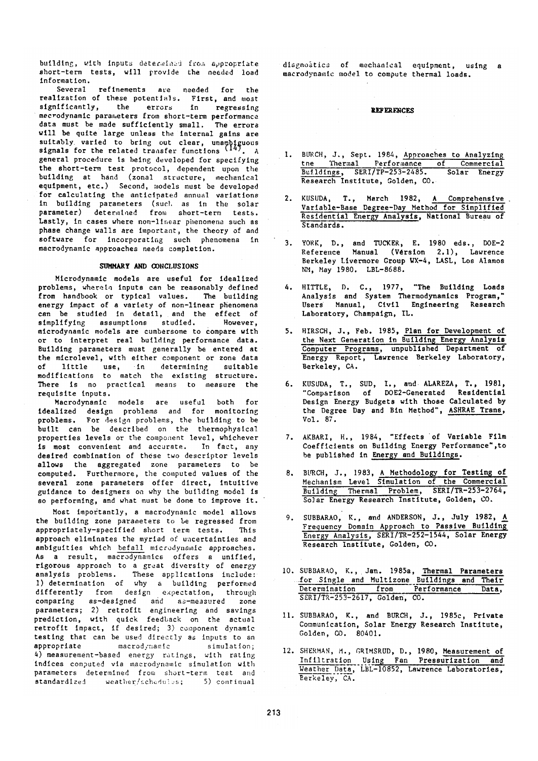building, with inputs determined from appropriate short-term tests, will provide the needed load information.

Several refinements are needed for the realization of these potentials. First, and most significantly, the errors in regressing macrodynamic parameters from short-term performance data must be made sufficiently small. The errors will be quite large unless the internal gains are suitably varied to bring out clear, unambiguous signals for the related transfer functions [14]. A general procedure is being developed for specifying the short-term test protocol, dependent upon the building at hand (zonal structure, mechanical equipment, etc.) Second, models must be developed for calculating the anticipated annual variations in building parameters (such as in the solar parameter) determined from short-term tests. Lastly, in cases where non-linear phenomena such as phase change walls are important, the theory of and software for incorporating such phenomena in macrodynamic approaches needs completion.

## SUMMARY AND CONCLUSIONS

Microdynamic models are useful for idealized problems, wherein inputs can be reasonably defined from handbook or typical values. The building energy impact of a variety of non-linear phenomena can be studied in detail, and the effect of simplifying assumptions studied. However, microdynamic models are cumbersome to compare with or to interpret real building performance data. Building parameters must generally be entered at the microlevel, with either component or zone data of little use, in determining suitable modifications to match the existing structure. There is no practical means to measure the requisite inputs.

Macrodynamic models are useful both for idealized design problems and for monitoring problems. For design problems, the building to be built can be described on the thermophysical properties levels or the component level, whichever is most convenient and accurate. In fact, any desired combination of these two descriptor levels allows the aggregated zone parameters to be computed. Furthermore, the computed values of the several zone parameters offer direct, intuitive guidance to designers on why the building model is so performing, and what must be done to improve it.

Most importantly, a macrodynamic model allows the building zone parameters to be regressed from appropriately-specified short term tests. This approach eliminates the myriad of uncertainties and ambiguities which befall microdynamic approaches. As a result, macrodynamics offers a unified, rigorous approach to a great diversity of energy analysis problems. These applications include: 1) determination of why a building performed differently from design expectation, through comparing as-designed and as-measured zone parameters; 2) retrofit engineering and savings prediction, with quick feedback on the actual retrofit impact, if desired; 3) component dynamic testing that can be used directly as inputs to an appropriate macrodynamic simulation; 4) measurement-based energy ratings, with rating indices computed via macrodynamic simulation with parameters determined from short-term test and standardized weather/schedules; 5) continual diagnostics of mechanical equipment, using a macrodynamic model to compute thermal loads.

## REFERENCES

1. BURCH, J., Sept. 1984, Approaches to Analyzing the Thermal Performance of Commercial Buildings, SERI/TP-253-2485. Solar Energy Research Institute, Golden, CO.

2. KUSUDA, T., March 1982, A Comprehensive Variable-Base Degree-Day Method for Simplified Residential Energy Analysis, National Bureau of Standards.

3. YORK, D., and TUCKER, E. 1980 eds., DOE-2 Reference Manual (Version 2.1), Lawrence Berkeley Livermore Group WX-4, LASL, Los Alamos NM, May 1980. LBL-8688.

4. HITTLE, D. C., 1977, "The Building Loads Analysis and System Thermodynamics Program," Users Manual, Civil Engineering Research Laboratory, Champaign, IL.

5. HIRSCH, J., Feb. 1985, Plan for Development of the Next Generation in Building Energy Analysis Computer Programs, unpublished Department of Energy Report, Lawrence Berkeley Laboratory, Berkeley, CA.

6. KUSUDA, T., SUD, I., and ALAREZA, T., 1981, "Comparison of DOE2-Generated Residential Design Energy Budgets with those Calculated by the Degree Day and Bin Method", ASHRAE Trans, Vol. 87.

7. AKBARI, H., 1984, "Effects of Variable Film Coefficients on Building Energy Performance", to be published in Energy and Buildings.

8. BURCH, J., 1983, A Methodology for Testing of Mechanism Level Simulation of the Commercial Building Thermal Problem, SERI/TR-253-2764, Solar Energy Research Institute, Golden, CO.

9. SUBBARAO, K., and ANDERSON, J., July 1982, A Frequency Domain Approach to Passive Building Energy Analysis, SERI/TR-252-1544, Solar Energy Research Institute, Golden, CO.

10. SUBBARAO, K., Jan. 1985a, Thermal Parameters for Single and Multizone Buildings and Their Determination from Performance Data, SERI/TR-253-2617, Golden, CO.

11. SUBBARAO, K., and BURCH, J., 1985c, Private Communication, Solar Energy Research Institute, Golden, CO. 80401.

12. SHERMAN, M., GRIMSRUD, D., 1980, Measurement of Infiltration Using Fan Pressurization and Weather Data, LBL-10852, Lawrence Laboratories, Berkeley, CA.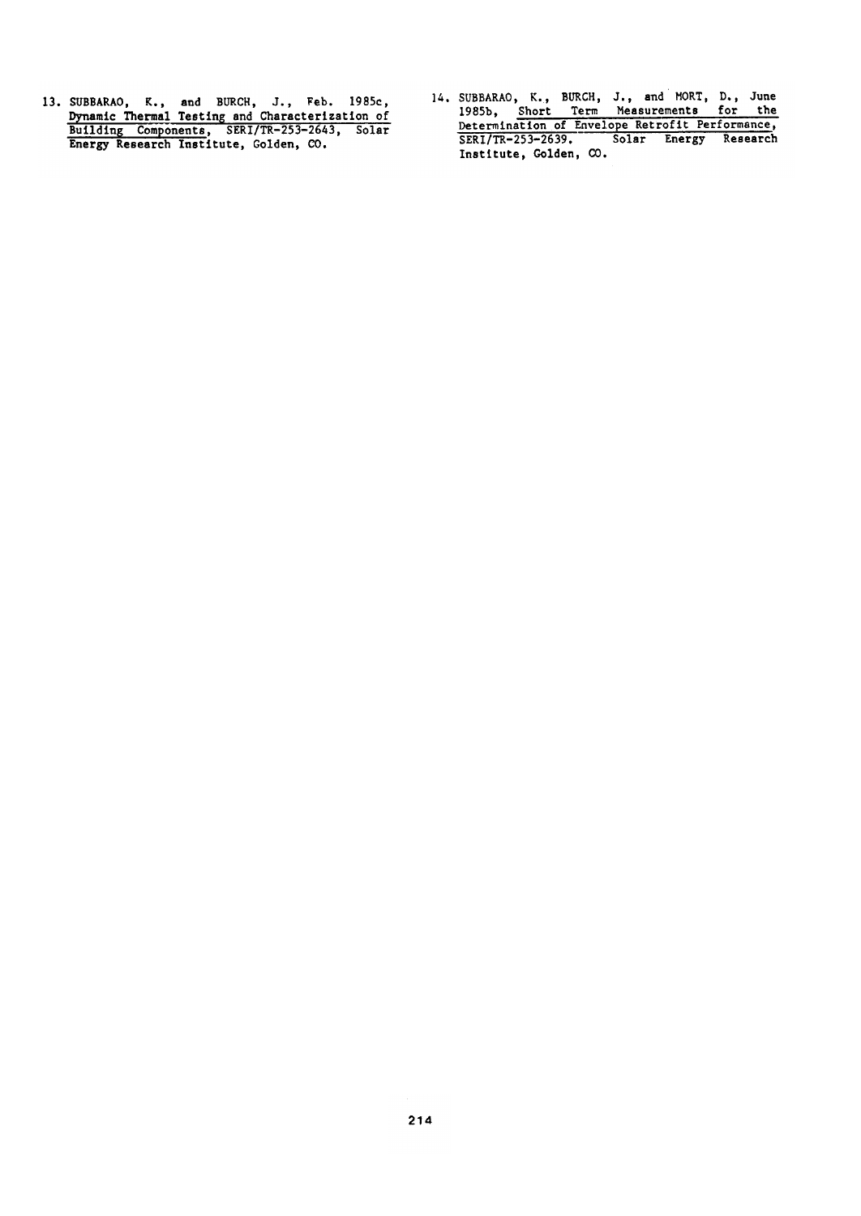13. SUBBARAO, K., and BURCH, J., Feb. 1985c, Dynamic Thermal Testing and Characterization of Building Components, SERI/TR-253-2643, Solar Energy Research Institute, Golden, CO.

14. SUBBARAO, K., BURCH, J., and MORT, D., June 1985b, Short Term Measurements for the Determination of Envelope Retrofit Performance, SERI/TR-253-2639. Solar Energy Research Institute, Golden, CO.